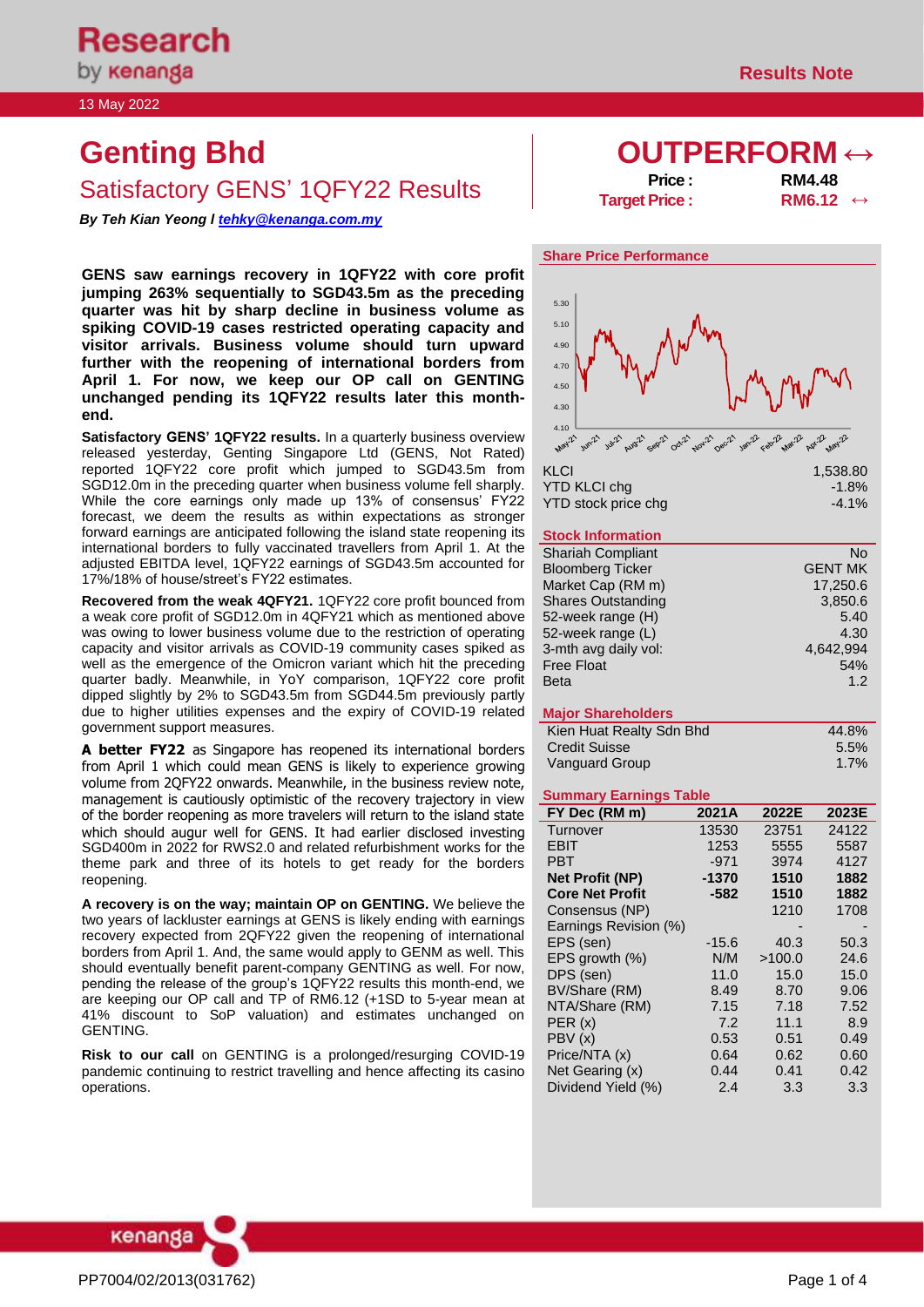Research by kenanga

13 May 2022

Results Note

# Genting Bhd

## Satisfactory GENS' 1QFY22 Results

***By Teh Kian Yeong l tehky@kenanga.com.my***

# OUTPERFORM ↔

**Price :** RM4.48

**Target Price :** RM6.12 ↔

**GENS saw earnings recovery in 1QFY22 with core profit jumping 263% sequentially to SGD43.5m as the preceding quarter was hit by sharp decline in business volume as spiking COVID-19 cases restricted operating capacity and visitor arrivals. Business volume should turn upward further with the reopening of international borders from April 1. For now, we keep our OP call on GENTING unchanged pending its 1QFY22 results later this month-end.**

**Satisfactory GENS' 1QFY22 results.** In a quarterly business overview released yesterday, Genting Singapore Ltd (GENS, Not Rated) reported 1QFY22 core profit which jumped to SGD43.5m from SGD12.0m in the preceding quarter when business volume fell sharply. While the core earnings only made up 13% of consensus' FY22 forecast, we deem the results as within expectations as stronger forward earnings are anticipated following the island state reopening its international borders to fully vaccinated travellers from April 1. At the adjusted EBITDA level, 1QFY22 earnings of SGD43.5m accounted for 17%/18% of house/street's FY22 estimates.

**Recovered from the weak 4QFY21.** 1QFY22 core profit bounced from a weak core profit of SGD12.0m in 4QFY21 which as mentioned above was owing to lower business volume due to the restriction of operating capacity and visitor arrivals as COVID-19 community cases spiked as well as the emergence of the Omicron variant which hit the preceding quarter badly. Meanwhile, in YoY comparison, 1QFY22 core profit dipped slightly by 2% to SGD43.5m from SGD44.5m previously partly due to higher utilities expenses and the expiry of COVID-19 related government support measures.

**A better FY22** as Singapore has reopened its international borders from April 1 which could mean GENS is likely to experience growing volume from 2QFY22 onwards. Meanwhile, in the business review note, management is cautiously optimistic of the recovery trajectory in view of the border reopening as more travelers will return to the island state which should augur well for GENS. It had earlier disclosed investing SGD400m in 2022 for RWS2.0 and related refurbishment works for the theme park and three of its hotels to get ready for the borders reopening.

**A recovery is on the way; maintain OP on GENTING.** We believe the two years of lackluster earnings at GENS is likely ending with earnings recovery expected from 2QFY22 given the reopening of international borders from April 1. And, the same would apply to GENM as well. This should eventually benefit parent-company GENTING as well. For now, pending the release of the group's 1QFY22 results this month-end, we are keeping our OP call and TP of RM6.12 (+1SD to 5-year mean at 41% discount to SoP valuation) and estimates unchanged on GENTING.

**Risk to our call** on GENTING is a prolonged/resurging COVID-19 pandemic continuing to restrict travelling and hence affecting its casino operations.

### Share Price Performance

| | |
|---|---|
| KLCI | 1,538.80 |
| YTD KLCI chg | -1.8% |
| YTD stock price chg | -4.1% |

### Stock Information

| | |
|---|---|
| Shariah Compliant | No |
| Bloomberg Ticker | GENT MK |
| Market Cap (RM m) | 17,250.6 |
| Shares Outstanding | 3,850.6 |
| 52-week range (H) | 5.40 |
| 52-week range (L) | 4.30 |
| 3-mth avg daily vol: | 4,642,994 |
| Free Float | 54% |
| Beta | 1.2 |

### Major Shareholders

| | |
|---|---|
| Kien Huat Realty Sdn Bhd | 44.8% |
| Credit Suisse | 5.5% |
| Vanguard Group | 1.7% |

### Summary Earnings Table

| FY Dec (RM m) | 2021A | 2022E | 2023E |
|---|---|---|---|
| Turnover | 13530 | 23751 | 24122 |
| EBIT | 1253 | 5555 | 5587 |
| PBT | -971 | 3974 | 4127 |
| **Net Profit (NP)** | **-1370** | **1510** | **1882** |
| **Core Net Profit** | **-582** | **1510** | **1882** |
| Consensus (NP) | | 1210 | 1708 |
| Earnings Revision (%) | | - | - |
| EPS (sen) | -15.6 | 40.3 | 50.3 |
| EPS growth (%) | N/M | >100.0 | 24.6 |
| DPS (sen) | 11.0 | 15.0 | 15.0 |
| BV/Share (RM) | 8.49 | 8.70 | 9.06 |
| NTA/Share (RM) | 7.15 | 7.18 | 7.52 |
| PER (x) | 7.2 | 11.1 | 8.9 |
| PBV (x) | 0.53 | 0.51 | 0.49 |
| Price/NTA (x) | 0.64 | 0.62 | 0.60 |
| Net Gearing (x) | 0.44 | 0.41 | 0.42 |
| Dividend Yield (%) | 2.4 | 3.3 | 3.3 |

PP7004/02/2013(031762)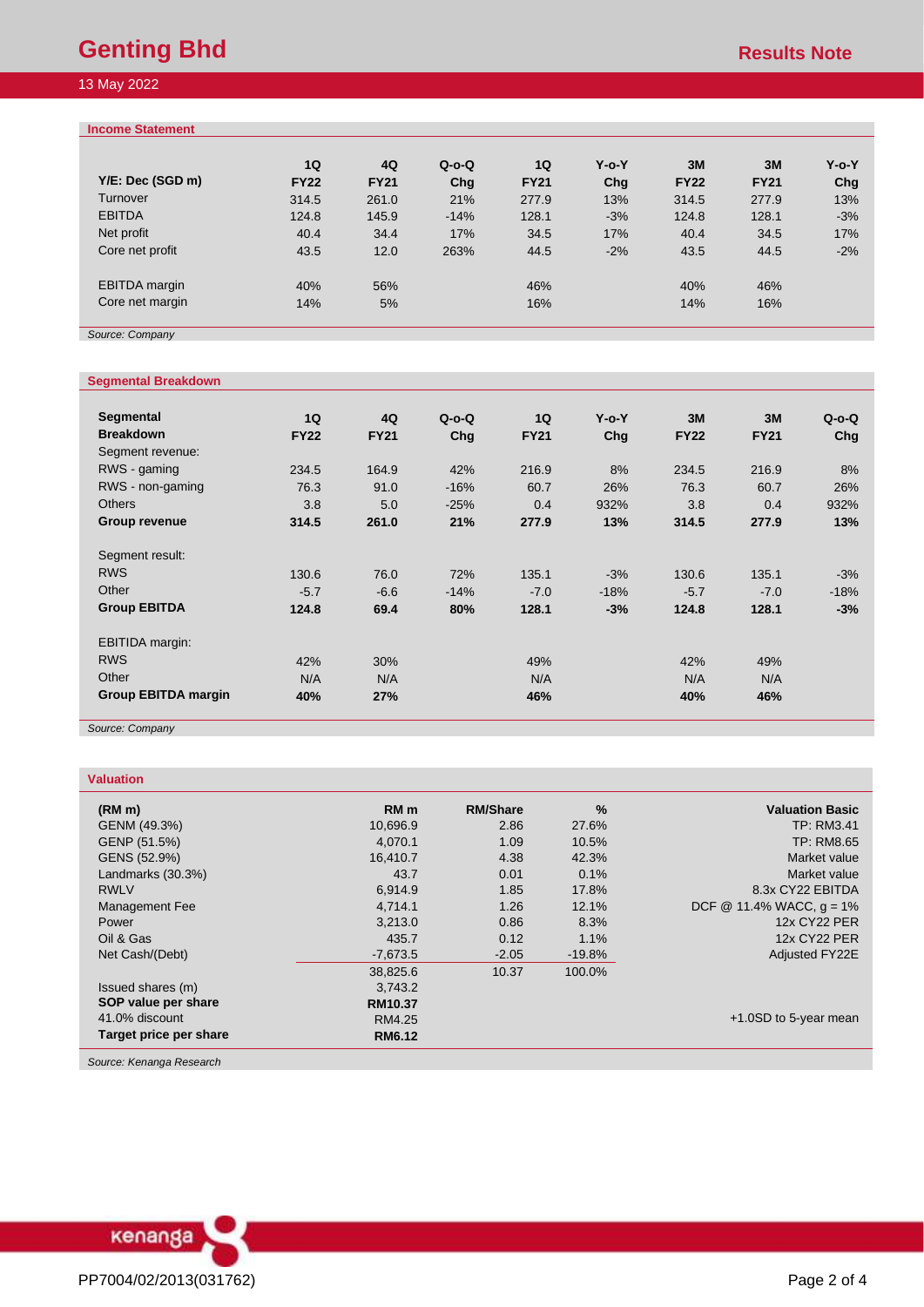### Income Statement

| Y/E: Dec (SGD m) | 1Q FY22 | 4Q FY21 | Q-o-Q Chg | 1Q FY21 | Y-o-Y Chg | 3M FY22 | 3M FY21 | Y-o-Y Chg |
|---|---|---|---|---|---|---|---|---|
| Turnover | 314.5 | 261.0 | 21% | 277.9 | 13% | 314.5 | 277.9 | 13% |
| EBITDA | 124.8 | 145.9 | -14% | 128.1 | -3% | 124.8 | 128.1 | -3% |
| Net profit | 40.4 | 34.4 | 17% | 34.5 | 17% | 40.4 | 34.5 | 17% |
| Core net profit | 43.5 | 12.0 | 263% | 44.5 | -2% | 43.5 | 44.5 | -2% |
| | | | | | | | | |
| EBITDA margin | 40% | 56% | | 46% | | 40% | 46% | |
| Core net margin | 14% | 5% | | 16% | | 14% | 16% | |

*Source: Company*

### Segmental Breakdown

| Segmental Breakdown | 1Q FY22 | 4Q FY21 | Q-o-Q Chg | 1Q FY21 | Y-o-Y Chg | 3M FY22 | 3M FY21 | Q-o-Q Chg |
|---|---|---|---|---|---|---|---|---|
| Segment revenue: | | | | | | | | |
| RWS - gaming | 234.5 | 164.9 | 42% | 216.9 | 8% | 234.5 | 216.9 | 8% |
| RWS - non-gaming | 76.3 | 91.0 | -16% | 60.7 | 26% | 76.3 | 60.7 | 26% |
| Others | 3.8 | 5.0 | -25% | 0.4 | 932% | 3.8 | 0.4 | 932% |
| **Group revenue** | **314.5** | **261.0** | **21%** | **277.9** | **13%** | **314.5** | **277.9** | **13%** |
| | | | | | | | | |
| Segment result: | | | | | | | | |
| RWS | 130.6 | 76.0 | 72% | 135.1 | -3% | 130.6 | 135.1 | -3% |
| Other | -5.7 | -6.6 | -14% | -7.0 | -18% | -5.7 | -7.0 | -18% |
| **Group EBITDA** | **124.8** | **69.4** | **80%** | **128.1** | **-3%** | **124.8** | **128.1** | **-3%** |
| | | | | | | | | |
| EBITIDA margin: | | | | | | | | |
| RWS | 42% | 30% | | 49% | | 42% | 49% | |
| Other | N/A | N/A | | N/A | | N/A | N/A | |
| **Group EBITDA margin** | **40%** | **27%** | | **46%** | | **40%** | **46%** | |

*Source: Company*

### Valuation

| (RM m) | RM m | RM/Share | % | Valuation Basic |
|---|---|---|---|---|
| GENM (49.3%) | 10,696.9 | 2.86 | 27.6% | TP: RM3.41 |
| GENP (51.5%) | 4,070.1 | 1.09 | 10.5% | TP: RM8.65 |
| GENS (52.9%) | 16,410.7 | 4.38 | 42.3% | Market value |
| Landmarks (30.3%) | 43.7 | 0.01 | 0.1% | Market value |
| RWLV | 6,914.9 | 1.85 | 17.8% | 8.3x CY22 EBITDA |
| Management Fee | 4,714.1 | 1.26 | 12.1% | DCF @ 11.4% WACC, g = 1% |
| Power | 3,213.0 | 0.86 | 8.3% | 12x CY22 PER |
| Oil & Gas | 435.7 | 0.12 | 1.1% | 12x CY22 PER |
| Net Cash/(Debt) | -7,673.5 | -2.05 | -19.8% | Adjusted FY22E |
| | 38,825.6 | 10.37 | 100.0% | |
| Issued shares (m) | 3,743.2 | | | |
| **SOP value per share** | **RM10.37** | | | |
| 41.0% discount | RM4.25 | | | +1.0SD to 5-year mean |
| **Target price per share** | **RM6.12** | | | |

*Source: Kenanga Research*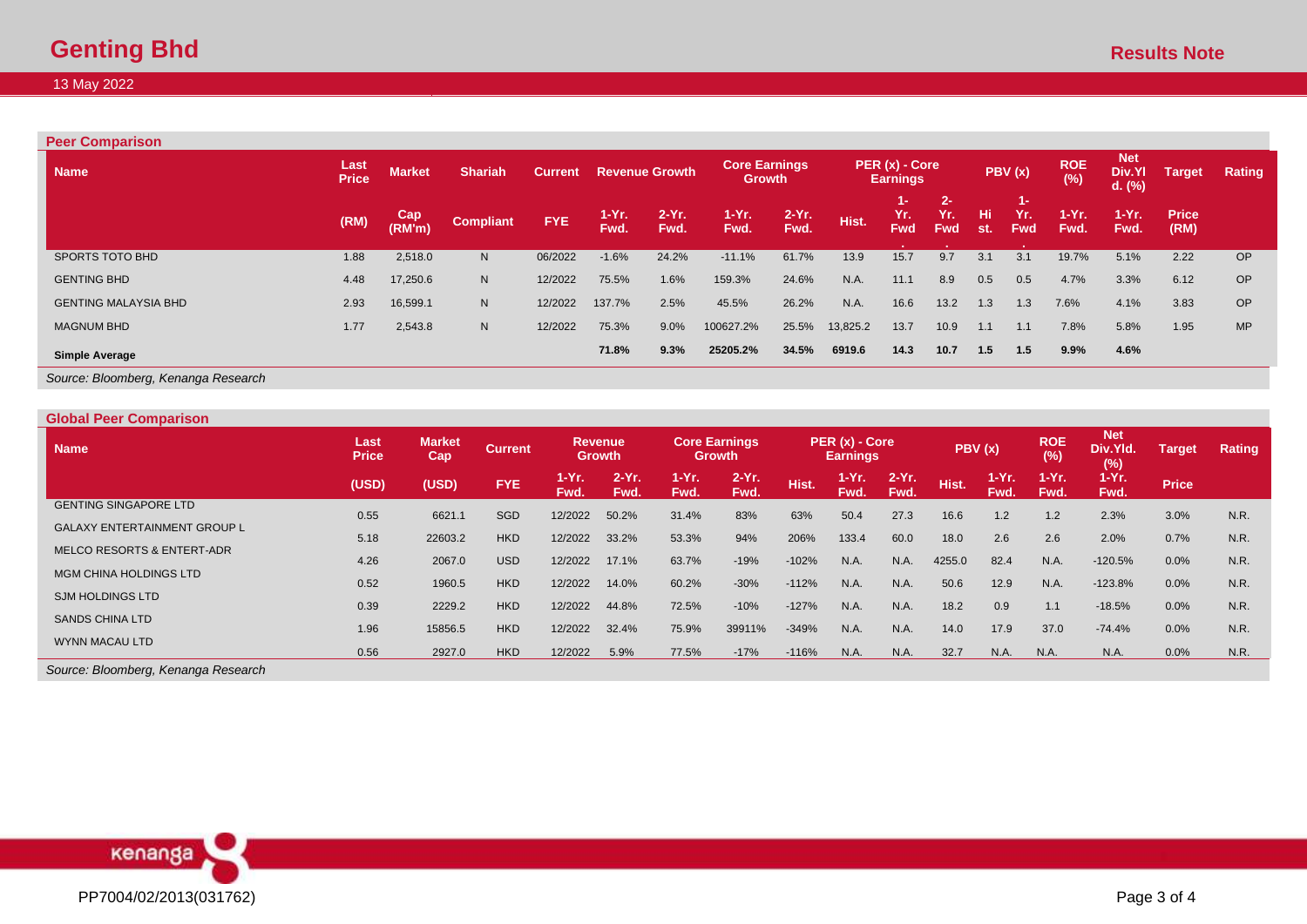## Peer Comparison

| Name | Last Price | Market | Shariah | Current | Revenue Growth | | Core Earnings Growth | | PER (x) - Core Earnings | | | PBV (x) | | ROE (%) | Net Div.Yld. (%) | Target | Rating |
|---|---|---|---|---|---|---|---|---|---|---|---|---|---|---|---|---|---|
| | (RM) | Cap (RM'm) | Compliant | FYE | 1-Yr. Fwd. | 2-Yr. Fwd. | 1-Yr. Fwd. | 2-Yr. Fwd. | Hist. | 1-Yr. Fwd. | 2-Yr. Fwd. | Hist. | 1-Yr. Fwd. | 1-Yr. Fwd. | 1-Yr. Fwd. | Price (RM) | |
| SPORTS TOTO BHD | 1.88 | 2,518.0 | N | 06/2022 | -1.6% | 24.2% | -11.1% | 61.7% | 13.9 | 15.7 | 9.7 | 3.1 | 3.1 | 19.7% | 5.1% | 2.22 | OP |
| GENTING BHD | 4.48 | 17,250.6 | N | 12/2022 | 75.5% | 1.6% | 159.3% | 24.6% | N.A. | 11.1 | 8.9 | 0.5 | 0.5 | 4.7% | 3.3% | 6.12 | OP |
| GENTING MALAYSIA BHD | 2.93 | 16,599.1 | N | 12/2022 | 137.7% | 2.5% | 45.5% | 26.2% | N.A. | 16.6 | 13.2 | 1.3 | 1.3 | 7.6% | 4.1% | 3.83 | OP |
| MAGNUM BHD | 1.77 | 2,543.8 | N | 12/2022 | 75.3% | 9.0% | 100627.2% | 25.5% | 13,825.2 | 13.7 | 10.9 | 1.1 | 1.1 | 7.8% | 5.8% | 1.95 | MP |
| **Simple Average** | | | | | **71.8%** | **9.3%** | **25205.2%** | **34.5%** | **6919.6** | **14.3** | **10.7** | **1.5** | **1.5** | **9.9%** | **4.6%** | | |

*Source: Bloomberg, Kenanga Research*

## Global Peer Comparison

| Name | Last Price | Market Cap | Current | Revenue Growth | | Core Earnings Growth | | PER (x) - Core Earnings | | | PBV (x) | | ROE (%) | Net Div.Yld. (%) | Target | Rating |
|---|---|---|---|---|---|---|---|---|---|---|---|---|---|---|---|---|
| | (USD) | (USD) | FYE | 1-Yr. Fwd. | 2-Yr. Fwd. | 1-Yr. Fwd. | 2-Yr. Fwd. | Hist. | 1-Yr. Fwd. | 2-Yr. Fwd. | Hist. | 1-Yr. Fwd. | 1-Yr. Fwd. | 1-Yr. Fwd. | Price | |
| GENTING SINGAPORE LTD | 0.55 | 6621.1 | SGD | 12/2022 | 50.2% | 31.4% | 83% | 63% | 50.4 | 27.3 | 16.6 | 1.2 | 1.2 | 2.3% | 3.0% | N.R. |
| GALAXY ENTERTAINMENT GROUP L | 5.18 | 22603.2 | HKD | 12/2022 | 33.2% | 53.3% | 94% | 206% | 133.4 | 60.0 | 18.0 | 2.6 | 2.6 | 2.0% | 0.7% | N.R. |
| MELCO RESORTS & ENTERT-ADR | 4.26 | 2067.0 | USD | 12/2022 | 17.1% | 63.7% | -19% | -102% | N.A. | N.A. | 4255.0 | 82.4 | N.A. | -120.5% | 0.0% | N.R. |
| MGM CHINA HOLDINGS LTD | 0.52 | 1960.5 | HKD | 12/2022 | 14.0% | 60.2% | -30% | -112% | N.A. | N.A. | 50.6 | 12.9 | N.A. | -123.8% | 0.0% | N.R. |
| SJM HOLDINGS LTD | 0.39 | 2229.2 | HKD | 12/2022 | 44.8% | 72.5% | -10% | -127% | N.A. | N.A. | 18.2 | 0.9 | 1.1 | -18.5% | 0.0% | N.R. |
| SANDS CHINA LTD | 1.96 | 15856.5 | HKD | 12/2022 | 32.4% | 75.9% | 39911% | -349% | N.A. | N.A. | 14.0 | 17.9 | 37.0 | -74.4% | 0.0% | N.R. |
| WYNN MACAU LTD | 0.56 | 2927.0 | HKD | 12/2022 | 5.9% | 77.5% | -17% | -116% | N.A. | N.A. | 32.7 | N.A. | N.A. | N.A. | 0.0% | N.R. |

*Source: Bloomberg, Kenanga Research*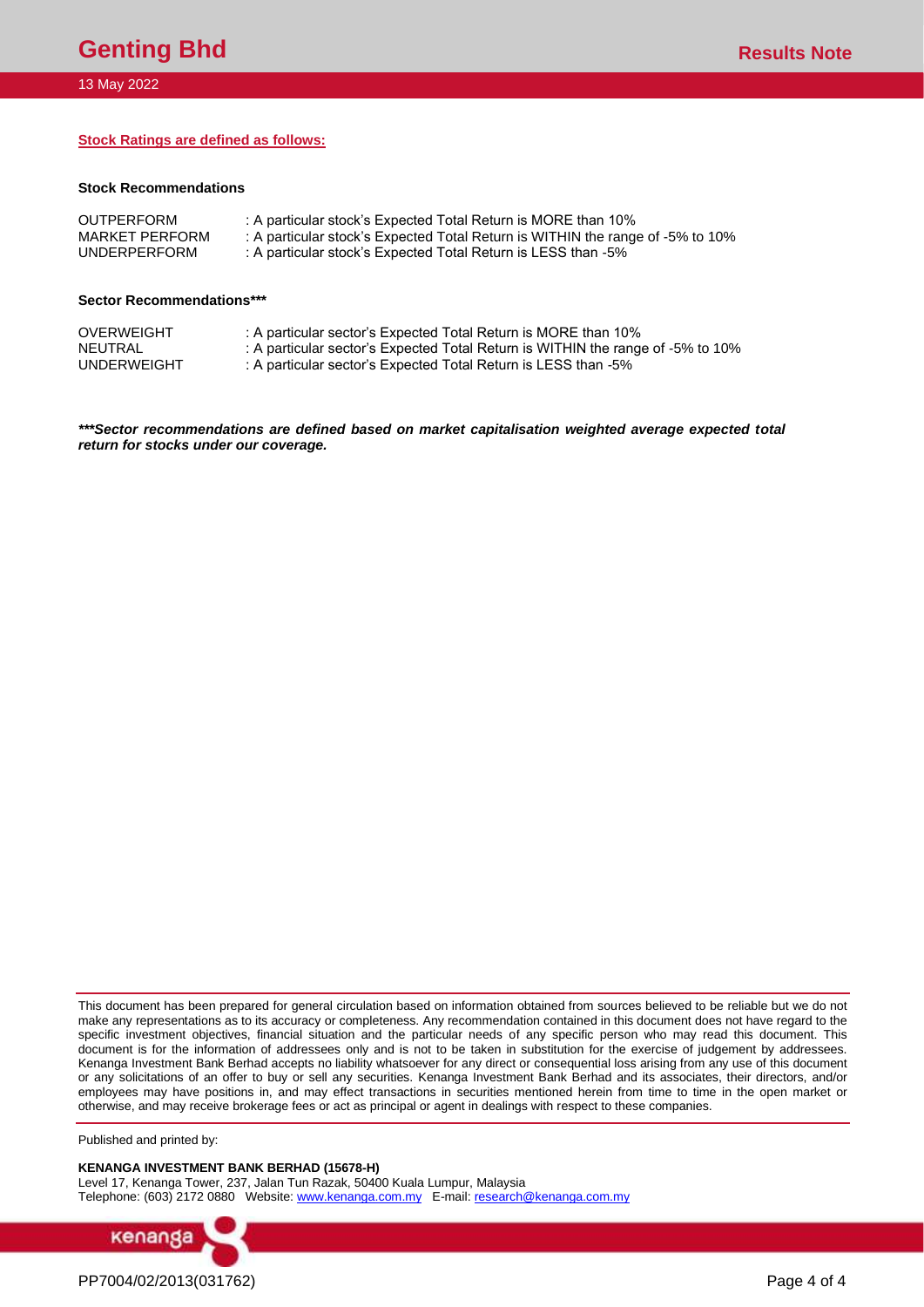**Stock Ratings are defined as follows:**

**Stock Recommendations**

| | |
|---|---|
| OUTPERFORM | : A particular stock's Expected Total Return is MORE than 10% |
| MARKET PERFORM | : A particular stock's Expected Total Return is WITHIN the range of -5% to 10% |
| UNDERPERFORM | : A particular stock's Expected Total Return is LESS than -5% |

**Sector Recommendations*****

| | |
|---|---|
| OVERWEIGHT | : A particular sector's Expected Total Return is MORE than 10% |
| NEUTRAL | : A particular sector's Expected Total Return is WITHIN the range of -5% to 10% |
| UNDERWEIGHT | : A particular sector's Expected Total Return is LESS than -5% |

***\*\*\*Sector recommendations are defined based on market capitalisation weighted average expected total return for stocks under our coverage.***

This document has been prepared for general circulation based on information obtained from sources believed to be reliable but we do not make any representations as to its accuracy or completeness. Any recommendation contained in this document does not have regard to the specific investment objectives, financial situation and the particular needs of any specific person who may read this document. This document is for the information of addressees only and is not to be taken in substitution for the exercise of judgement by addressees. Kenanga Investment Bank Berhad accepts no liability whatsoever for any direct or consequential loss arising from any use of this document or any solicitations of an offer to buy or sell any securities. Kenanga Investment Bank Berhad and its associates, their directors, and/or employees may have positions in, and may effect transactions in securities mentioned herein from time to time in the open market or otherwise, and may receive brokerage fees or act as principal or agent in dealings with respect to these companies.

Published and printed by:

**KENANGA INVESTMENT BANK BERHAD (15678-H)**
Level 17, Kenanga Tower, 237, Jalan Tun Razak, 50400 Kuala Lumpur, Malaysia
Telephone: (603) 2172 0880 Website: www.kenanga.com.my E-mail: research@kenanga.com.my

PP7004/02/2013(031762)